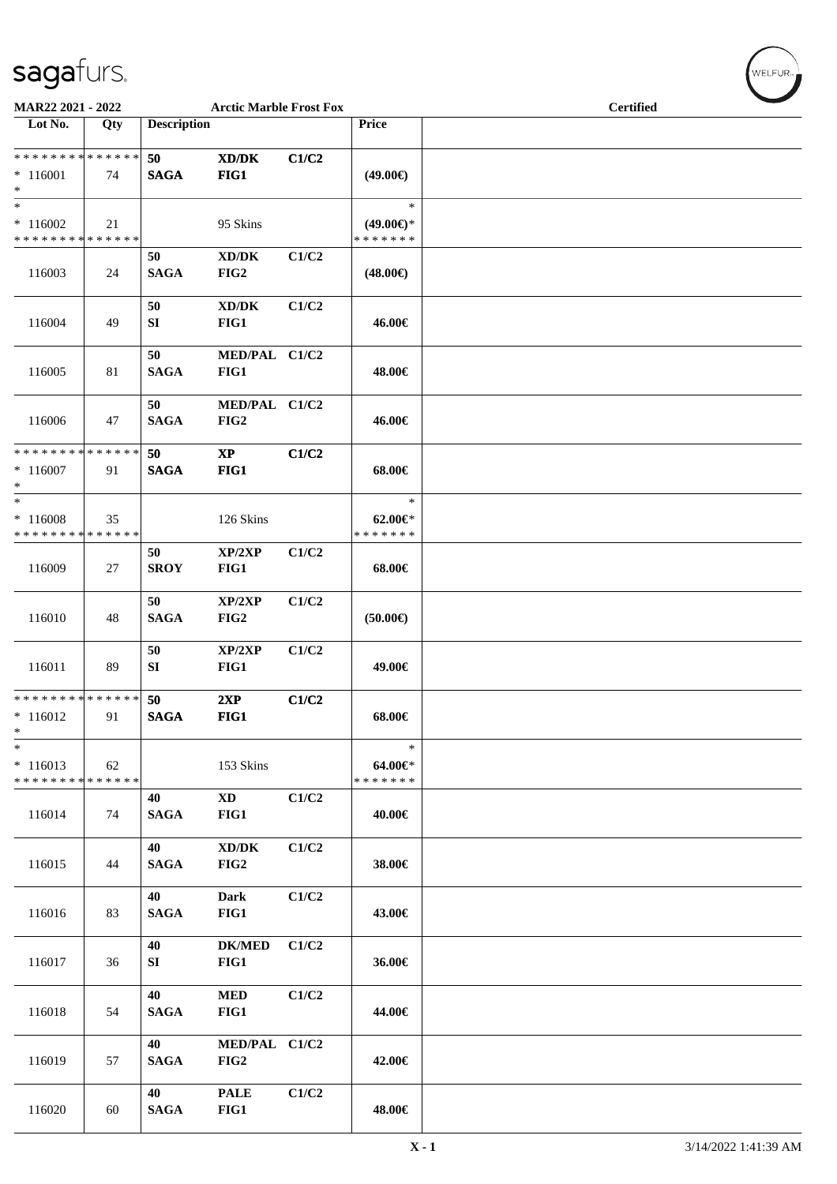sagafurs.

MAR22 2021 - 2022 — Arctic Marble Frost Fox — Certified

| Lot No. | Qty | Description | | | Price | |
|---|---|---|---|---|---|---|
| * * * * * * * * * * * * * * * 116001 * | 74 | 50 SAGA | XD/DK FIG1 | C1/C2 | (49.00€) | |
| * * 116002 * * * * * * * * * * * * * * | 21 | | 95 Skins | | * (49.00€)* * * * * * * * | |
| 116003 | 24 | 50 SAGA | XD/DK FIG2 | C1/C2 | (48.00€) | |
| 116004 | 49 | 50 SI | XD/DK FIG1 | C1/C2 | 46.00€ | |
| 116005 | 81 | 50 SAGA | MED/PAL FIG1 | C1/C2 | 48.00€ | |
| 116006 | 47 | 50 SAGA | MED/PAL FIG2 | C1/C2 | 46.00€ | |
| * * * * * * * * * * * * * * * 116007 * | 91 | 50 SAGA | XP FIG1 | C1/C2 | 68.00€ | |
| * * 116008 * * * * * * * * * * * * * * | 35 | | 126 Skins | | * 62.00€* * * * * * * * | |
| 116009 | 27 | 50 SROY | XP/2XP FIG1 | C1/C2 | 68.00€ | |
| 116010 | 48 | 50 SAGA | XP/2XP FIG2 | C1/C2 | (50.00€) | |
| 116011 | 89 | 50 SI | XP/2XP FIG1 | C1/C2 | 49.00€ | |
| * * * * * * * * * * * * * * * 116012 * | 91 | 50 SAGA | 2XP FIG1 | C1/C2 | 68.00€ | |
| * * 116013 * * * * * * * * * * * * * * | 62 | | 153 Skins | | * 64.00€* * * * * * * * | |
| 116014 | 74 | 40 SAGA | XD FIG1 | C1/C2 | 40.00€ | |
| 116015 | 44 | 40 SAGA | XD/DK FIG2 | C1/C2 | 38.00€ | |
| 116016 | 83 | 40 SAGA | Dark FIG1 | C1/C2 | 43.00€ | |
| 116017 | 36 | 40 SI | DK/MED FIG1 | C1/C2 | 36.00€ | |
| 116018 | 54 | 40 SAGA | MED FIG1 | C1/C2 | 44.00€ | |
| 116019 | 57 | 40 SAGA | MED/PAL FIG2 | C1/C2 | 42.00€ | |
| 116020 | 60 | 40 SAGA | PALE FIG1 | C1/C2 | 48.00€ | |

X - 1 — 3/14/2022 1:41:39 AM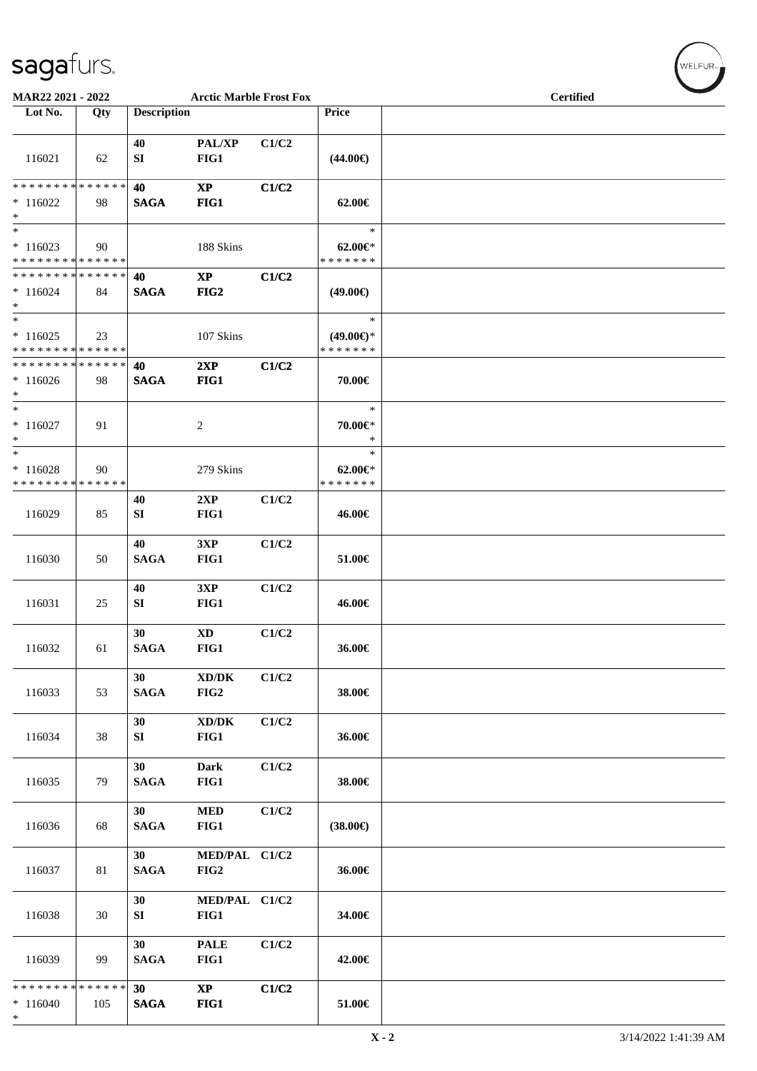MAR22 2021 - 2022 | Arctic Marble Frost Fox | Certified

| Lot No. | Qty | Description | | | Price | |
|---|---|---|---|---|---|---|
| 116021 | 62 | 40 SI | PAL/XP FIG1 | C1/C2 | (44.00€) | |
| * * * * * * * * * * * * * * * 116022 * | 98 | 40 SAGA | XP FIG1 | C1/C2 | 62.00€ | |
| * * 116023 * * * * * * * * * * * * * * | 90 | | 188 Skins | | * 62.00€* * * * * * * * | |
| * * * * * * * * * * * * * * * 116024 * | 84 | 40 SAGA | XP FIG2 | C1/C2 | (49.00€) | |
| * * 116025 * * * * * * * * * * * * * * | 23 | | 107 Skins | | * (49.00€)* * * * * * * * | |
| * * * * * * * * * * * * * * * 116026 * | 98 | 40 SAGA | 2XP FIG1 | C1/C2 | 70.00€ | |
| * * 116027 * | 91 | | 2 | | * 70.00€* * | |
| * * 116028 * * * * * * * * * * * * * * | 90 | | 279 Skins | | * 62.00€* * * * * * * * | |
| 116029 | 85 | 40 SI | 2XP FIG1 | C1/C2 | 46.00€ | |
| 116030 | 50 | 40 SAGA | 3XP FIG1 | C1/C2 | 51.00€ | |
| 116031 | 25 | 40 SI | 3XP FIG1 | C1/C2 | 46.00€ | |
| 116032 | 61 | 30 SAGA | XD FIG1 | C1/C2 | 36.00€ | |
| 116033 | 53 | 30 SAGA | XD/DK FIG2 | C1/C2 | 38.00€ | |
| 116034 | 38 | 30 SI | XD/DK FIG1 | C1/C2 | 36.00€ | |
| 116035 | 79 | 30 SAGA | Dark FIG1 | C1/C2 | 38.00€ | |
| 116036 | 68 | 30 SAGA | MED FIG1 | C1/C2 | (38.00€) | |
| 116037 | 81 | 30 SAGA | MED/PAL FIG2 | C1/C2 | 36.00€ | |
| 116038 | 30 | 30 SI | MED/PAL FIG1 | C1/C2 | 34.00€ | |
| 116039 | 99 | 30 SAGA | PALE FIG1 | C1/C2 | 42.00€ | |
| * * * * * * * * * * * * * * * 116040 * | 105 | 30 SAGA | XP FIG1 | C1/C2 | 51.00€ | |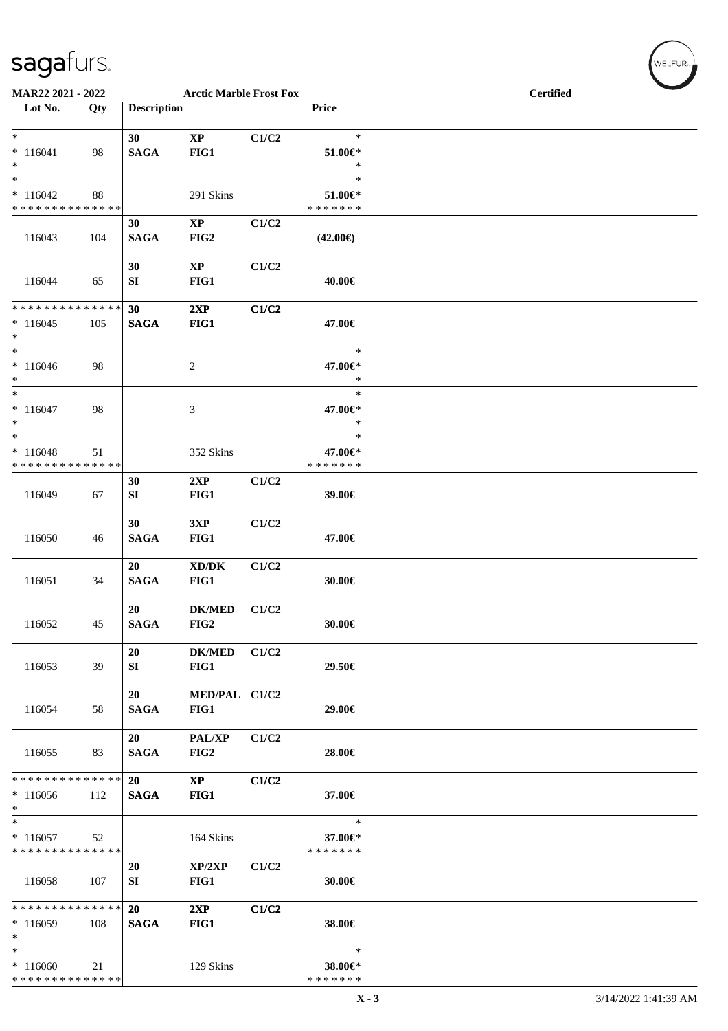| MAR22 2021 - 2022 | | Arctic Marble Frost Fox | | | | Certified |
|---|---|---|---|---|---|---|
| Lot No. | Qty | Description | | | Price | |
| *<br>* 116041<br>* | 98 | 30<br>SAGA | XP<br>FIG1 | C1/C2 | *<br>51.00€*<br>* | |
| *<br>* 116042<br>* * * * * * * * * * * * * * | 88 | | 291 Skins | | *<br>51.00€*<br>* * * * * * * | |
| 116043 | 104 | 30<br>SAGA | XP<br>FIG2 | C1/C2 | (42.00€) | |
| 116044 | 65 | 30<br>SI | XP<br>FIG1 | C1/C2 | 40.00€ | |
| * * * * * * * * * * * * * *<br>* 116045<br>* | 105 | 30<br>SAGA | 2XP<br>FIG1 | C1/C2 | 47.00€ | |
| *<br>* 116046<br>* | 98 | | 2 | | *<br>47.00€*<br>* | |
| *<br>* 116047<br>* | 98 | | 3 | | *<br>47.00€*<br>* | |
| *<br>* 116048<br>* * * * * * * * * * * * * * | 51 | | 352 Skins | | *<br>47.00€*<br>* * * * * * * | |
| 116049 | 67 | 30<br>SI | 2XP<br>FIG1 | C1/C2 | 39.00€ | |
| 116050 | 46 | 30<br>SAGA | 3XP<br>FIG1 | C1/C2 | 47.00€ | |
| 116051 | 34 | 20<br>SAGA | XD/DK<br>FIG1 | C1/C2 | 30.00€ | |
| 116052 | 45 | 20<br>SAGA | DK/MED<br>FIG2 | C1/C2 | 30.00€ | |
| 116053 | 39 | 20<br>SI | DK/MED<br>FIG1 | C1/C2 | 29.50€ | |
| 116054 | 58 | 20<br>SAGA | MED/PAL<br>FIG1 | C1/C2 | 29.00€ | |
| 116055 | 83 | 20<br>SAGA | PAL/XP<br>FIG2 | C1/C2 | 28.00€ | |
| * * * * * * * * * * * * * *<br>* 116056<br>* | 112 | 20<br>SAGA | XP<br>FIG1 | C1/C2 | 37.00€ | |
| *<br>* 116057<br>* * * * * * * * * * * * * * | 52 | | 164 Skins | | *<br>37.00€*<br>* * * * * * * | |
| 116058 | 107 | 20<br>SI | XP/2XP<br>FIG1 | C1/C2 | 30.00€ | |
| * * * * * * * * * * * * * *<br>* 116059<br>* | 108 | 20<br>SAGA | 2XP<br>FIG1 | C1/C2 | 38.00€ | |
| *<br>* 116060<br>* * * * * * * * * * * * * * | 21 | | 129 Skins | | *<br>38.00€*<br>* * * * * * * | |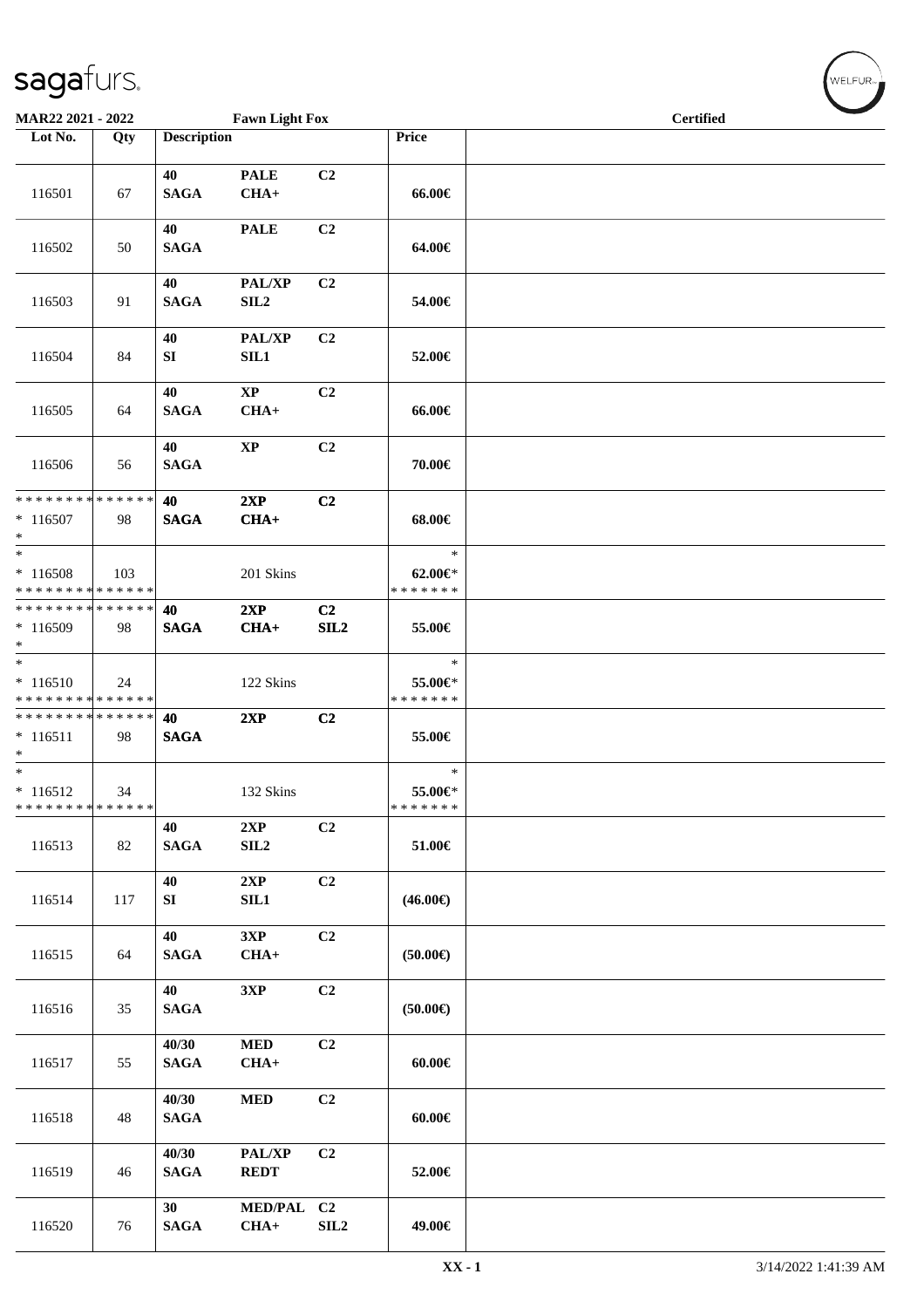MAR22 2021 - 2022 | Fawn Light Fox | Certified

| Lot No. | Qty | Description | | | Price | |
|---|---|---|---|---|---|---|
| 116501 | 67 | 40 SAGA | PALE CHA+ | C2 | 66.00€ | |
| 116502 | 50 | 40 SAGA | PALE | C2 | 64.00€ | |
| 116503 | 91 | 40 SAGA | PAL/XP SIL2 | C2 | 54.00€ | |
| 116504 | 84 | 40 SI | PAL/XP SIL1 | C2 | 52.00€ | |
| 116505 | 64 | 40 SAGA | XP CHA+ | C2 | 66.00€ | |
| 116506 | 56 | 40 SAGA | XP | C2 | 70.00€ | |
| * * * * * * * * * * * * * * * 116507 * | 98 | 40 SAGA | 2XP CHA+ | C2 | 68.00€ | |
| * * 116508 * * * * * * * * * * * * * * | 103 | | 201 Skins | | * 62.00€* * * * * * * * | |
| * * * * * * * * * * * * * * * 116509 * | 98 | 40 SAGA | 2XP CHA+ | C2 SIL2 | 55.00€ | |
| * * 116510 * * * * * * * * * * * * * * | 24 | | 122 Skins | | * 55.00€* * * * * * * * | |
| * * * * * * * * * * * * * * * 116511 * | 98 | 40 SAGA | 2XP | C2 | 55.00€ | |
| * * 116512 * * * * * * * * * * * * * * | 34 | | 132 Skins | | * 55.00€* * * * * * * * | |
| 116513 | 82 | 40 SAGA | 2XP SIL2 | C2 | 51.00€ | |
| 116514 | 117 | 40 SI | 2XP SIL1 | C2 | (46.00€) | |
| 116515 | 64 | 40 SAGA | 3XP CHA+ | C2 | (50.00€) | |
| 116516 | 35 | 40 SAGA | 3XP | C2 | (50.00€) | |
| 116517 | 55 | 40/30 SAGA | MED CHA+ | C2 | 60.00€ | |
| 116518 | 48 | 40/30 SAGA | MED | C2 | 60.00€ | |
| 116519 | 46 | 40/30 SAGA | PAL/XP REDT | C2 | 52.00€ | |
| 116520 | 76 | 30 SAGA | MED/PAL CHA+ | C2 SIL2 | 49.00€ | |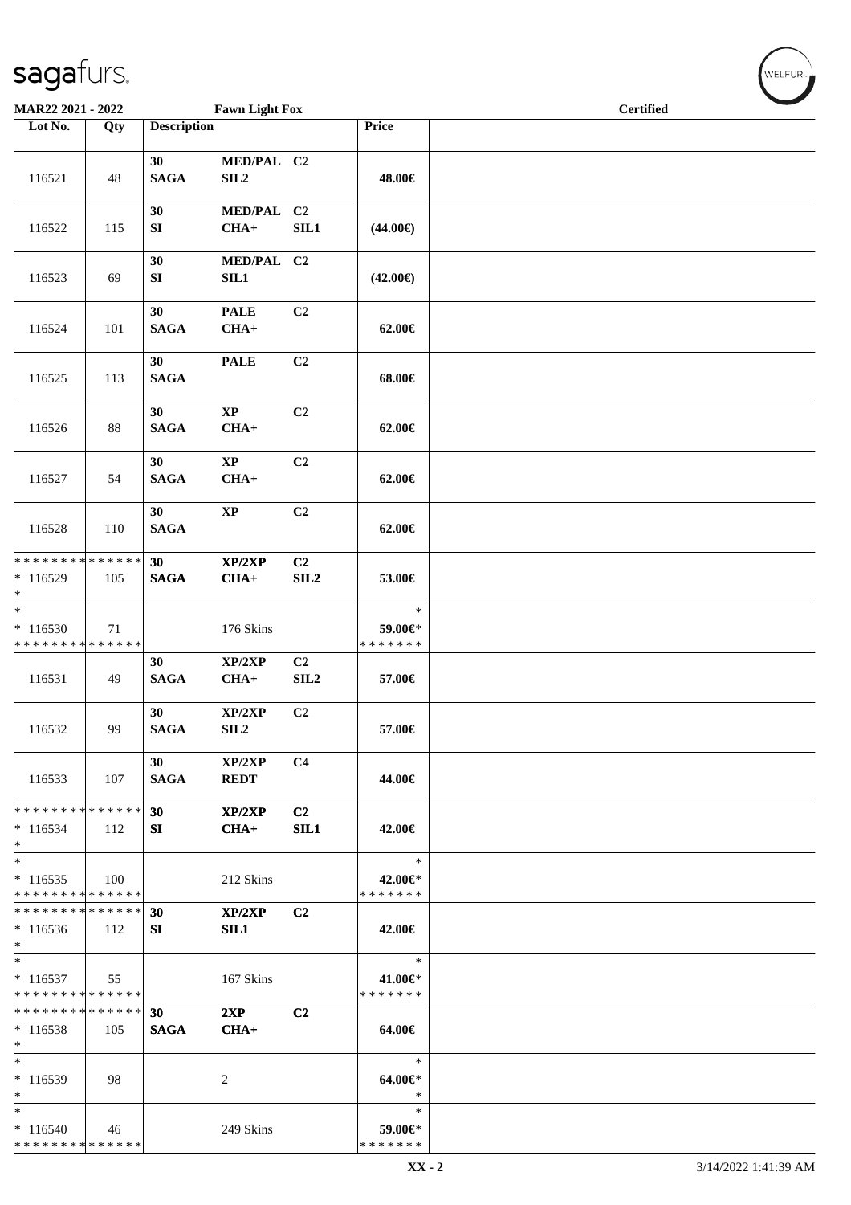**MAR22 2021 - 2022** **Fawn Light Fox** **Certified**

| Lot No. | Qty | Description | | | Price | |
|---|---|---|---|---|---|---|
| 116521 | 48 | 30 SAGA | MED/PAL SIL2 | C2 | 48.00€ | |
| 116522 | 115 | 30 SI | MED/PAL CHA+ | C2 SIL1 | (44.00€) | |
| 116523 | 69 | 30 SI | MED/PAL SIL1 | C2 | (42.00€) | |
| 116524 | 101 | 30 SAGA | PALE CHA+ | C2 | 62.00€ | |
| 116525 | 113 | 30 SAGA | PALE | C2 | 68.00€ | |
| 116526 | 88 | 30 SAGA | XP CHA+ | C2 | 62.00€ | |
| 116527 | 54 | 30 SAGA | XP CHA+ | C2 | 62.00€ | |
| 116528 | 110 | 30 SAGA | XP | C2 | 62.00€ | |
| * * * * * * * * * * * * * * <br>* 116529<br>* | 105 | 30 SAGA | XP/2XP CHA+ | C2 SIL2 | 53.00€ | |
| *<br>* 116530<br>* * * * * * * * * * * * * * | 71 | | 176 Skins | | *<br>59.00€*<br>* * * * * * * | |
| 116531 | 49 | 30 SAGA | XP/2XP CHA+ | C2 SIL2 | 57.00€ | |
| 116532 | 99 | 30 SAGA | XP/2XP SIL2 | C2 | 57.00€ | |
| 116533 | 107 | 30 SAGA | XP/2XP REDT | C4 | 44.00€ | |
| * * * * * * * * * * * * * * <br>* 116534<br>* | 112 | 30 SI | XP/2XP CHA+ | C2 SIL1 | 42.00€ | |
| *<br>* 116535<br>* * * * * * * * * * * * * * | 100 | | 212 Skins | | *<br>42.00€*<br>* * * * * * * | |
| * * * * * * * * * * * * * * <br>* 116536<br>* | 112 | 30 SI | XP/2XP SIL1 | C2 | 42.00€ | |
| *<br>* 116537<br>* * * * * * * * * * * * * * | 55 | | 167 Skins | | *<br>41.00€*<br>* * * * * * * | |
| * * * * * * * * * * * * * * <br>* 116538<br>* | 105 | 30 SAGA | 2XP CHA+ | C2 | 64.00€ | |
| *<br>* 116539<br>* | 98 | | 2 | | *<br>64.00€*<br>* | |
| *<br>* 116540<br>* * * * * * * * * * * * * * | 46 | | 249 Skins | | *<br>59.00€*<br>* * * * * * * | |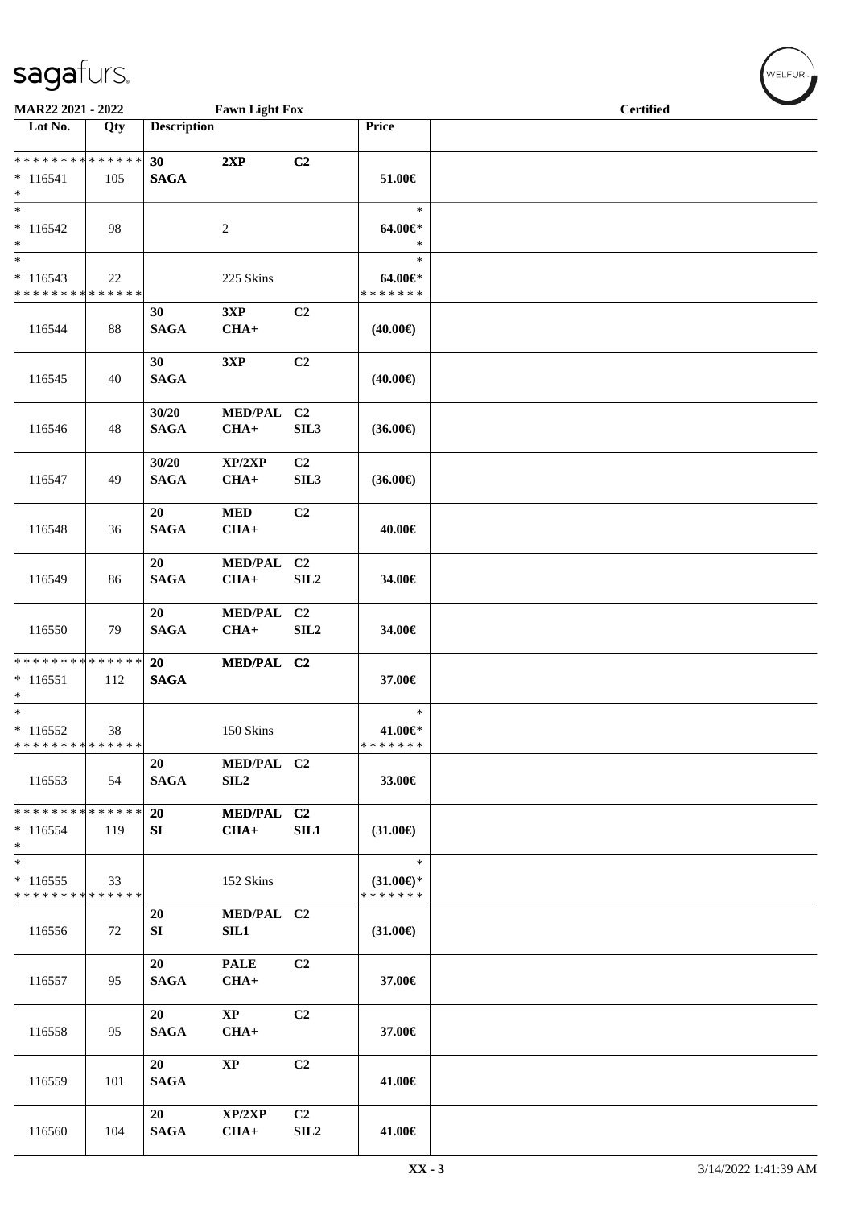MAR22 2021 - 2022 | Fawn Light Fox | Certified

| Lot No. | Qty | Description | | | Price | |
|---|---|---|---|---|---|---|
| * * * * * * * * * * * * * * <br>* 116541 <br>* | 105 | 30 <br>SAGA | 2XP | C2 | 51.00€ | |
| * <br>* 116542 <br>* | 98 | | 2 | | * <br>64.00€* <br>* | |
| * <br>* 116543 <br>* * * * * * * * * * * * * * | 22 | | 225 Skins | | * <br>64.00€* <br>* * * * * * * | |
| 116544 | 88 | 30 <br>SAGA | 3XP <br>CHA+ | C2 | (40.00€) | |
| 116545 | 40 | 30 <br>SAGA | 3XP | C2 | (40.00€) | |
| 116546 | 48 | 30/20 <br>SAGA | MED/PAL <br>CHA+ | C2 <br>SIL3 | (36.00€) | |
| 116547 | 49 | 30/20 <br>SAGA | XP/2XP <br>CHA+ | C2 <br>SIL3 | (36.00€) | |
| 116548 | 36 | 20 <br>SAGA | MED <br>CHA+ | C2 | 40.00€ | |
| 116549 | 86 | 20 <br>SAGA | MED/PAL <br>CHA+ | C2 <br>SIL2 | 34.00€ | |
| 116550 | 79 | 20 <br>SAGA | MED/PAL <br>CHA+ | C2 <br>SIL2 | 34.00€ | |
| * * * * * * * * * * * * * * <br>* 116551 <br>* | 112 | 20 <br>SAGA | MED/PAL | C2 | 37.00€ | |
| * <br>* 116552 <br>* * * * * * * * * * * * * * | 38 | | 150 Skins | | * <br>41.00€* <br>* * * * * * * | |
| 116553 | 54 | 20 <br>SAGA | MED/PAL <br>SIL2 | C2 | 33.00€ | |
| * * * * * * * * * * * * * * <br>* 116554 <br>* | 119 | 20 <br>SI | MED/PAL <br>CHA+ | C2 <br>SIL1 | (31.00€) | |
| * <br>* 116555 <br>* * * * * * * * * * * * * * | 33 | | 152 Skins | | * <br>(31.00€)* <br>* * * * * * * | |
| 116556 | 72 | 20 <br>SI | MED/PAL <br>SIL1 | C2 | (31.00€) | |
| 116557 | 95 | 20 <br>SAGA | PALE <br>CHA+ | C2 | 37.00€ | |
| 116558 | 95 | 20 <br>SAGA | XP <br>CHA+ | C2 | 37.00€ | |
| 116559 | 101 | 20 <br>SAGA | XP | C2 | 41.00€ | |
| 116560 | 104 | 20 <br>SAGA | XP/2XP <br>CHA+ | C2 <br>SIL2 | 41.00€ | |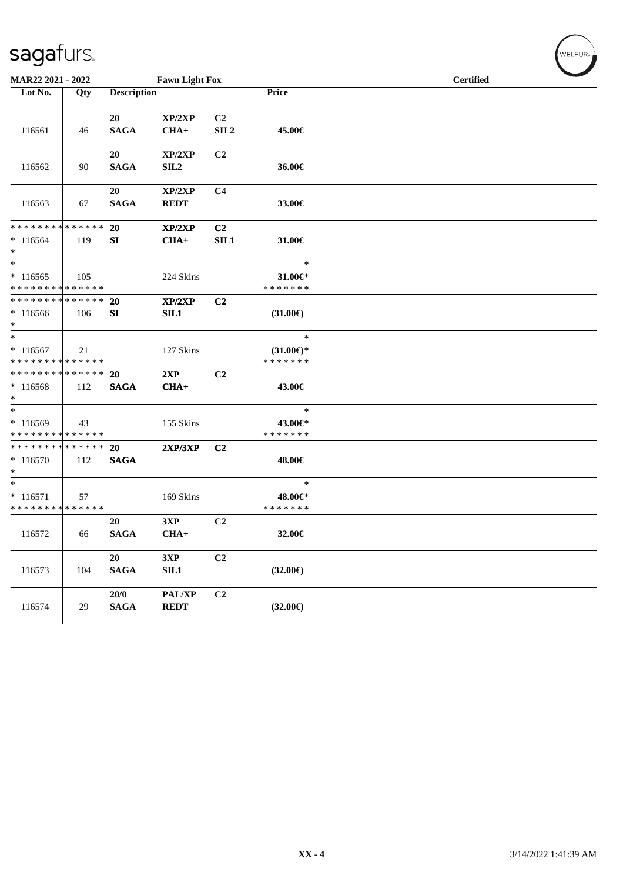sagafurs.

MAR22 2021 - 2022 | Fawn Light Fox | Certified

| Lot No. | Qty | Description | | | Price | |
|---|---|---|---|---|---|---|
| 116561 | 46 | 20 SAGA | XP/2XP CHA+ | C2 SIL2 | 45.00€ | |
| 116562 | 90 | 20 SAGA | XP/2XP SIL2 | C2 | 36.00€ | |
| 116563 | 67 | 20 SAGA | XP/2XP REDT | C4 | 33.00€ | |
| * * * * * * * * * * * * * * <br>* 116564<br>* | 119 | 20 SI | XP/2XP CHA+ | C2 SIL1 | 31.00€ | |
| * <br>* 116565<br>* * * * * * * * * * * * * * | 105 | | 224 Skins | | * <br>31.00€*<br>* * * * * * * | |
| * * * * * * * * * * * * * * <br>* 116566<br>* | 106 | 20 SI | XP/2XP SIL1 | C2 | (31.00€) | |
| * <br>* 116567<br>* * * * * * * * * * * * * * | 21 | | 127 Skins | | * <br>(31.00€)*<br>* * * * * * * | |
| * * * * * * * * * * * * * * <br>* 116568<br>* | 112 | 20 SAGA | 2XP CHA+ | C2 | 43.00€ | |
| * <br>* 116569<br>* * * * * * * * * * * * * * | 43 | | 155 Skins | | * <br>43.00€*<br>* * * * * * * | |
| * * * * * * * * * * * * * * <br>* 116570<br>* | 112 | 20 SAGA | 2XP/3XP | C2 | 48.00€ | |
| * <br>* 116571<br>* * * * * * * * * * * * * * | 57 | | 169 Skins | | * <br>48.00€*<br>* * * * * * * | |
| 116572 | 66 | 20 SAGA | 3XP CHA+ | C2 | 32.00€ | |
| 116573 | 104 | 20 SAGA | 3XP SIL1 | C2 | (32.00€) | |
| 116574 | 29 | 20/0 SAGA | PAL/XP REDT | C2 | (32.00€) | |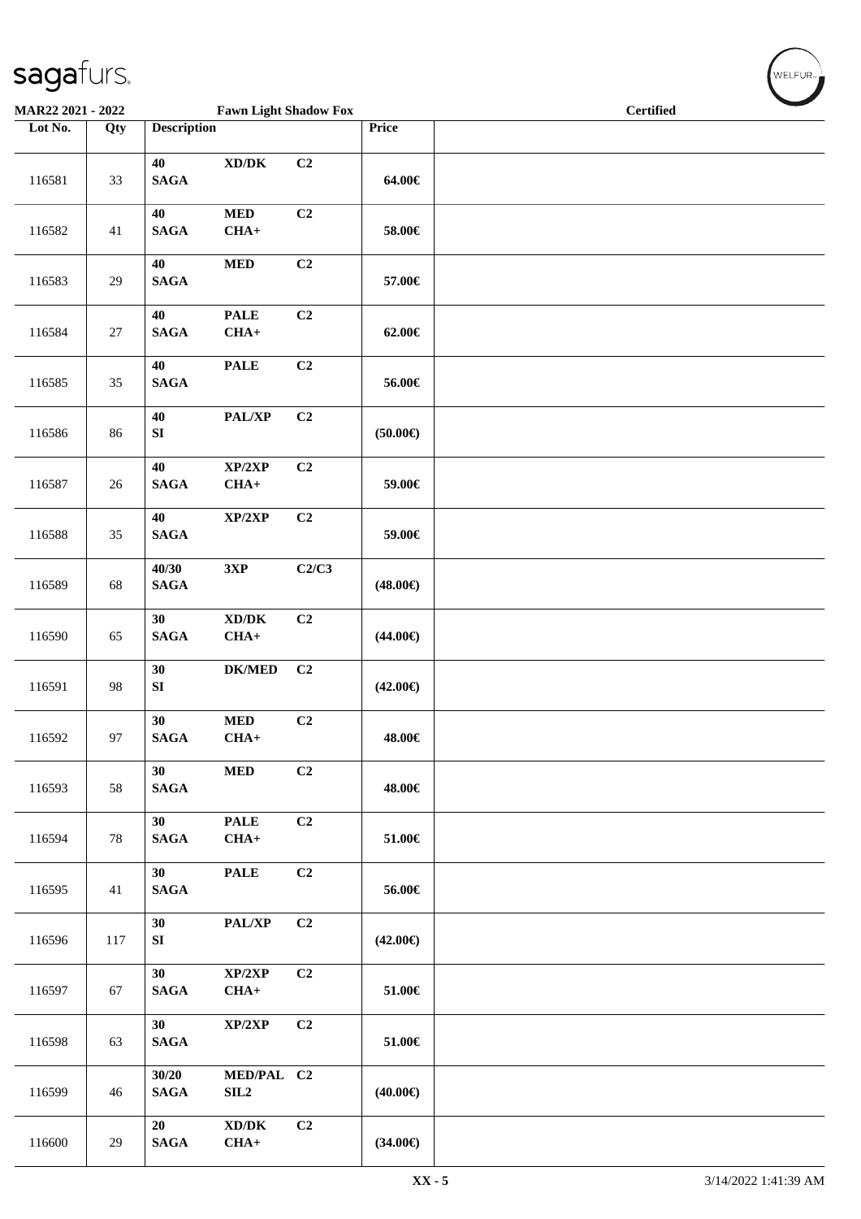**MAR22 2021 - 2022** — **Fawn Light Shadow Fox** — **Certified**

| Lot No. | Qty | Description | | | Price | |
|---|---|---|---|---|---|---|
| 116581 | 33 | 40 SAGA | XD/DK | C2 | 64.00€ | |
| 116582 | 41 | 40 SAGA | MED CHA+ | C2 | 58.00€ | |
| 116583 | 29 | 40 SAGA | MED | C2 | 57.00€ | |
| 116584 | 27 | 40 SAGA | PALE CHA+ | C2 | 62.00€ | |
| 116585 | 35 | 40 SAGA | PALE | C2 | 56.00€ | |
| 116586 | 86 | 40 SI | PAL/XP | C2 | (50.00€) | |
| 116587 | 26 | 40 SAGA | XP/2XP CHA+ | C2 | 59.00€ | |
| 116588 | 35 | 40 SAGA | XP/2XP | C2 | 59.00€ | |
| 116589 | 68 | 40/30 SAGA | 3XP | C2/C3 | (48.00€) | |
| 116590 | 65 | 30 SAGA | XD/DK CHA+ | C2 | (44.00€) | |
| 116591 | 98 | 30 SI | DK/MED | C2 | (42.00€) | |
| 116592 | 97 | 30 SAGA | MED CHA+ | C2 | 48.00€ | |
| 116593 | 58 | 30 SAGA | MED | C2 | 48.00€ | |
| 116594 | 78 | 30 SAGA | PALE CHA+ | C2 | 51.00€ | |
| 116595 | 41 | 30 SAGA | PALE | C2 | 56.00€ | |
| 116596 | 117 | 30 SI | PAL/XP | C2 | (42.00€) | |
| 116597 | 67 | 30 SAGA | XP/2XP CHA+ | C2 | 51.00€ | |
| 116598 | 63 | 30 SAGA | XP/2XP | C2 | 51.00€ | |
| 116599 | 46 | 30/20 SAGA | MED/PAL SIL2 | C2 | (40.00€) | |
| 116600 | 29 | 20 SAGA | XD/DK CHA+ | C2 | (34.00€) | |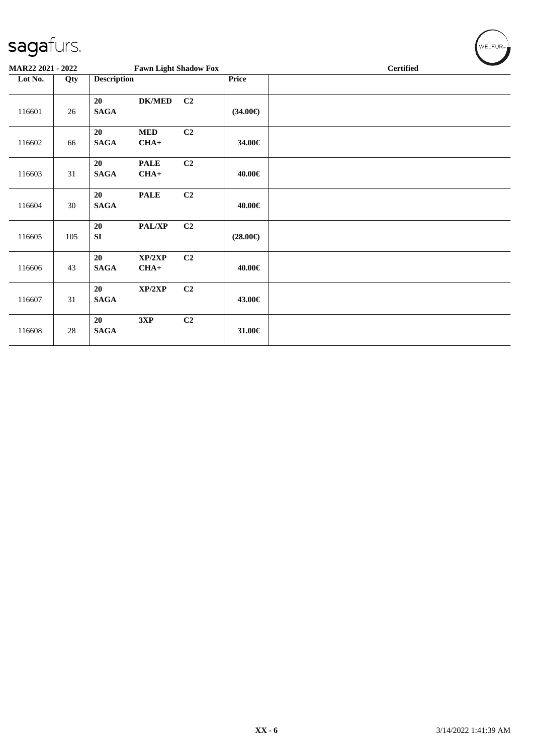sagafurs.

WELFUR

**MAR22 2021 - 2022** | **Fawn Light Shadow Fox** | **Certified**

| Lot No. | Qty | Description | | | Price | |
|---|---|---|---|---|---|---|
| 116601 | 26 | 20 SAGA | DK/MED | C2 | (34.00€) | |
| 116602 | 66 | 20 SAGA | MED CHA+ | C2 | 34.00€ | |
| 116603 | 31 | 20 SAGA | PALE CHA+ | C2 | 40.00€ | |
| 116604 | 30 | 20 SAGA | PALE | C2 | 40.00€ | |
| 116605 | 105 | 20 SI | PAL/XP | C2 | (28.00€) | |
| 116606 | 43 | 20 SAGA | XP/2XP CHA+ | C2 | 40.00€ | |
| 116607 | 31 | 20 SAGA | XP/2XP | C2 | 43.00€ | |
| 116608 | 28 | 20 SAGA | 3XP | C2 | 31.00€ | |

XX - 6 3/14/2022 1:41:39 AM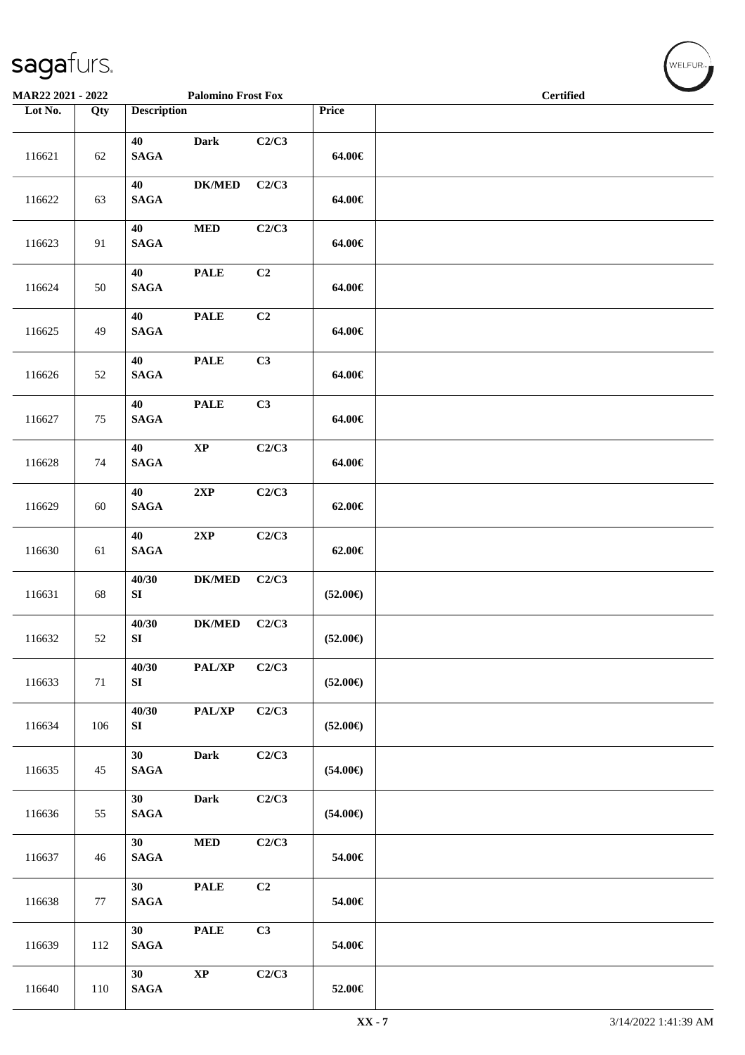| Lot No. | Qty | Description | | | Price | |
|---|---|---|---|---|---|---|
| 116621 | 62 | 40 SAGA | Dark | C2/C3 | 64.00€ | |
| 116622 | 63 | 40 SAGA | DK/MED | C2/C3 | 64.00€ | |
| 116623 | 91 | 40 SAGA | MED | C2/C3 | 64.00€ | |
| 116624 | 50 | 40 SAGA | PALE | C2 | 64.00€ | |
| 116625 | 49 | 40 SAGA | PALE | C2 | 64.00€ | |
| 116626 | 52 | 40 SAGA | PALE | C3 | 64.00€ | |
| 116627 | 75 | 40 SAGA | PALE | C3 | 64.00€ | |
| 116628 | 74 | 40 SAGA | XP | C2/C3 | 64.00€ | |
| 116629 | 60 | 40 SAGA | 2XP | C2/C3 | 62.00€ | |
| 116630 | 61 | 40 SAGA | 2XP | C2/C3 | 62.00€ | |
| 116631 | 68 | 40/30 SI | DK/MED | C2/C3 | (52.00€) | |
| 116632 | 52 | 40/30 SI | DK/MED | C2/C3 | (52.00€) | |
| 116633 | 71 | 40/30 SI | PAL/XP | C2/C3 | (52.00€) | |
| 116634 | 106 | 40/30 SI | PAL/XP | C2/C3 | (52.00€) | |
| 116635 | 45 | 30 SAGA | Dark | C2/C3 | (54.00€) | |
| 116636 | 55 | 30 SAGA | Dark | C2/C3 | (54.00€) | |
| 116637 | 46 | 30 SAGA | MED | C2/C3 | 54.00€ | |
| 116638 | 77 | 30 SAGA | PALE | C2 | 54.00€ | |
| 116639 | 112 | 30 SAGA | PALE | C3 | 54.00€ | |
| 116640 | 110 | 30 SAGA | XP | C2/C3 | 52.00€ | |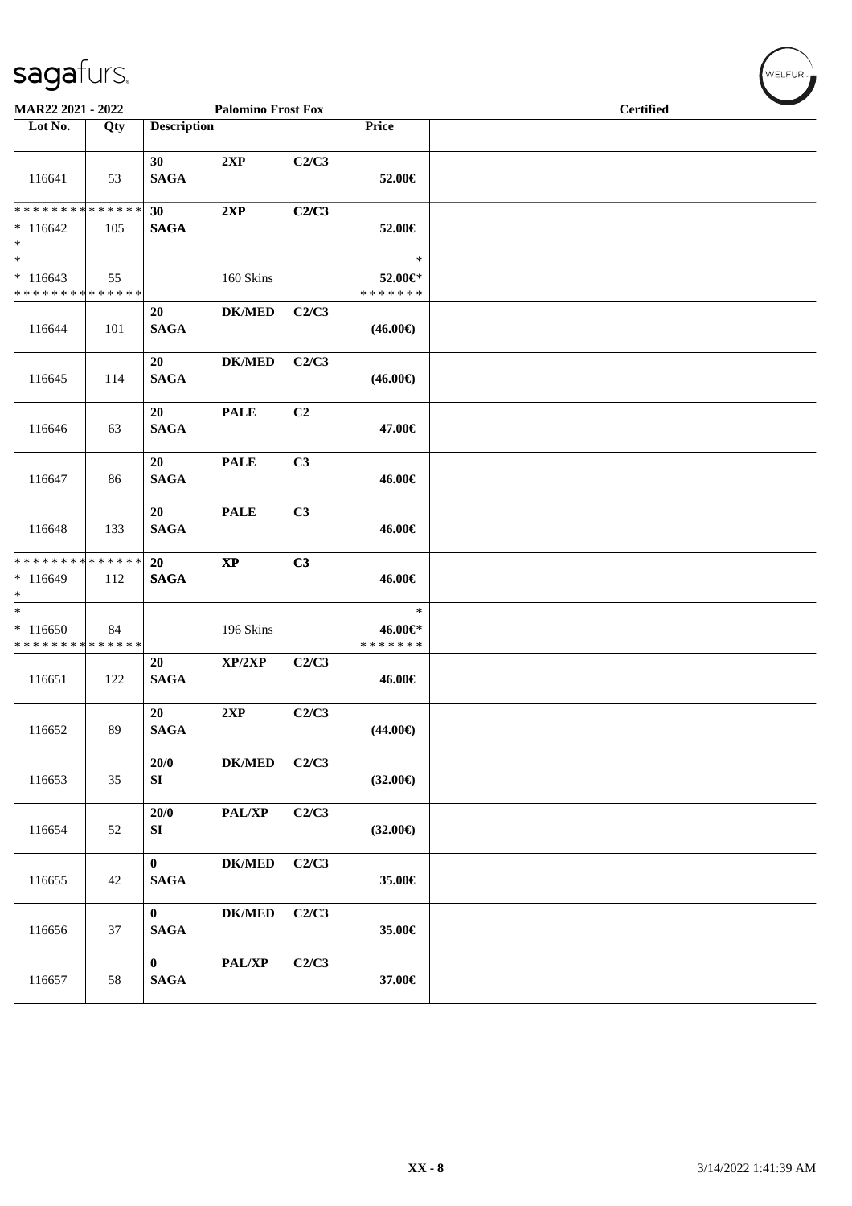sagafurs.

MAR22 2021 - 2022 | Palomino Frost Fox | Certified

| Lot No. | Qty | Description | | | Price | |
|---|---|---|---|---|---|---|
| 116641 | 53 | 30 SAGA | 2XP | C2/C3 | 52.00€ | |
| * * * * * * * * * * * * * * <br>* 116642<br>* | 105 | **30 SAGA** | **2XP** | **C2/C3** | 52.00€ | |
| *<br>* 116643<br>* * * * * * * * * * * * * * | 55 | | 160 Skins | | *<br>52.00€*<br>* * * * * * * | |
| 116644 | 101 | 20 SAGA | DK/MED | C2/C3 | (46.00€) | |
| 116645 | 114 | 20 SAGA | DK/MED | C2/C3 | (46.00€) | |
| 116646 | 63 | 20 SAGA | PALE | C2 | 47.00€ | |
| 116647 | 86 | 20 SAGA | PALE | C3 | 46.00€ | |
| 116648 | 133 | 20 SAGA | PALE | C3 | 46.00€ | |
| * * * * * * * * * * * * * * <br>* 116649<br>* | 112 | **20 SAGA** | **XP** | **C3** | 46.00€ | |
| *<br>* 116650<br>* * * * * * * * * * * * * * | 84 | | 196 Skins | | *<br>46.00€*<br>* * * * * * * | |
| 116651 | 122 | 20 SAGA | XP/2XP | C2/C3 | 46.00€ | |
| 116652 | 89 | 20 SAGA | 2XP | C2/C3 | (44.00€) | |
| 116653 | 35 | 20/0 SI | DK/MED | C2/C3 | (32.00€) | |
| 116654 | 52 | 20/0 SI | PAL/XP | C2/C3 | (32.00€) | |
| 116655 | 42 | 0 SAGA | DK/MED | C2/C3 | 35.00€ | |
| 116656 | 37 | 0 SAGA | DK/MED | C2/C3 | 35.00€ | |
| 116657 | 58 | 0 SAGA | PAL/XP | C2/C3 | 37.00€ | |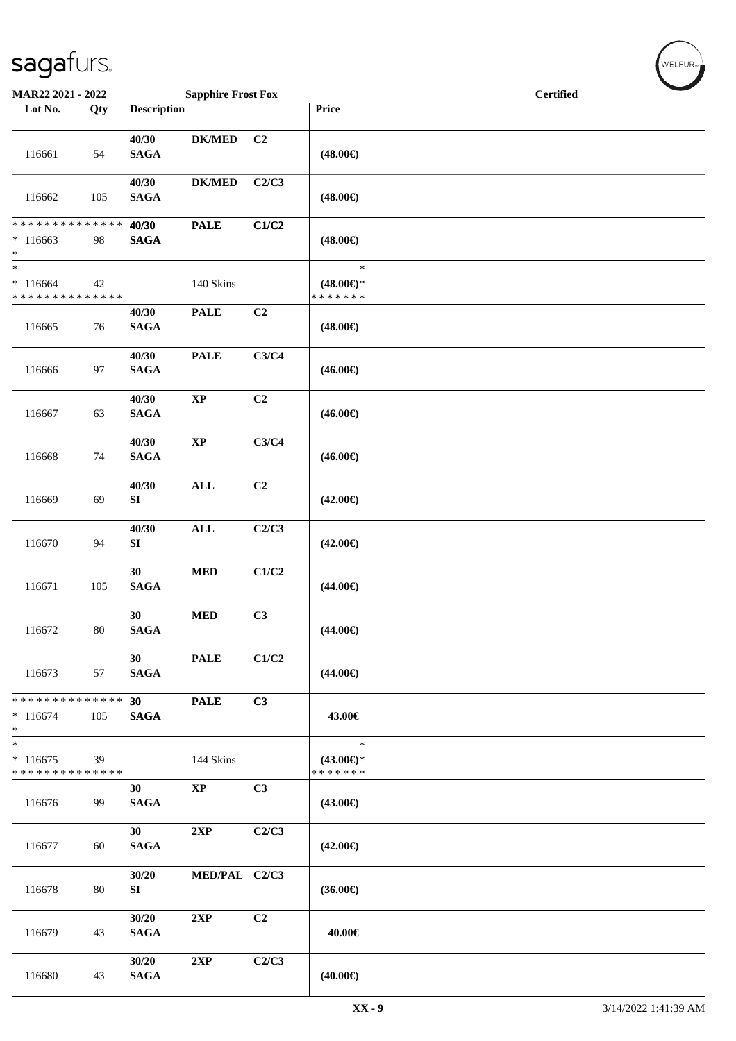**MAR22 2021 - 2022** | **Sapphire Frost Fox** | **Certified**

| Lot No. | Qty | Description | | | Price | |
|---|---|---|---|---|---|---|
| 116661 | 54 | 40/30 SAGA | DK/MED | C2 | (48.00€) | |
| 116662 | 105 | 40/30 SAGA | DK/MED | C2/C3 | (48.00€) | |
| * * * * * * * * * * * * * * * 116663 * | 98 | 40/30 SAGA | PALE | C1/C2 | (48.00€) | |
| * * 116664 * * * * * * * * * * * * * * | 42 | | 140 Skins | | * (48.00€)* * * * * * * * | |
| 116665 | 76 | 40/30 SAGA | PALE | C2 | (48.00€) | |
| 116666 | 97 | 40/30 SAGA | PALE | C3/C4 | (46.00€) | |
| 116667 | 63 | 40/30 SAGA | XP | C2 | (46.00€) | |
| 116668 | 74 | 40/30 SAGA | XP | C3/C4 | (46.00€) | |
| 116669 | 69 | 40/30 SI | ALL | C2 | (42.00€) | |
| 116670 | 94 | 40/30 SI | ALL | C2/C3 | (42.00€) | |
| 116671 | 105 | 30 SAGA | MED | C1/C2 | (44.00€) | |
| 116672 | 80 | 30 SAGA | MED | C3 | (44.00€) | |
| 116673 | 57 | 30 SAGA | PALE | C1/C2 | (44.00€) | |
| * * * * * * * * * * * * * * * 116674 * | 105 | 30 SAGA | PALE | C3 | 43.00€ | |
| * * 116675 * * * * * * * * * * * * * * | 39 | | 144 Skins | | * (43.00€)* * * * * * * * | |
| 116676 | 99 | 30 SAGA | XP | C3 | (43.00€) | |
| 116677 | 60 | 30 SAGA | 2XP | C2/C3 | (42.00€) | |
| 116678 | 80 | 30/20 SI | MED/PAL | C2/C3 | (36.00€) | |
| 116679 | 43 | 30/20 SAGA | 2XP | C2 | 40.00€ | |
| 116680 | 43 | 30/20 SAGA | 2XP | C2/C3 | (40.00€) | |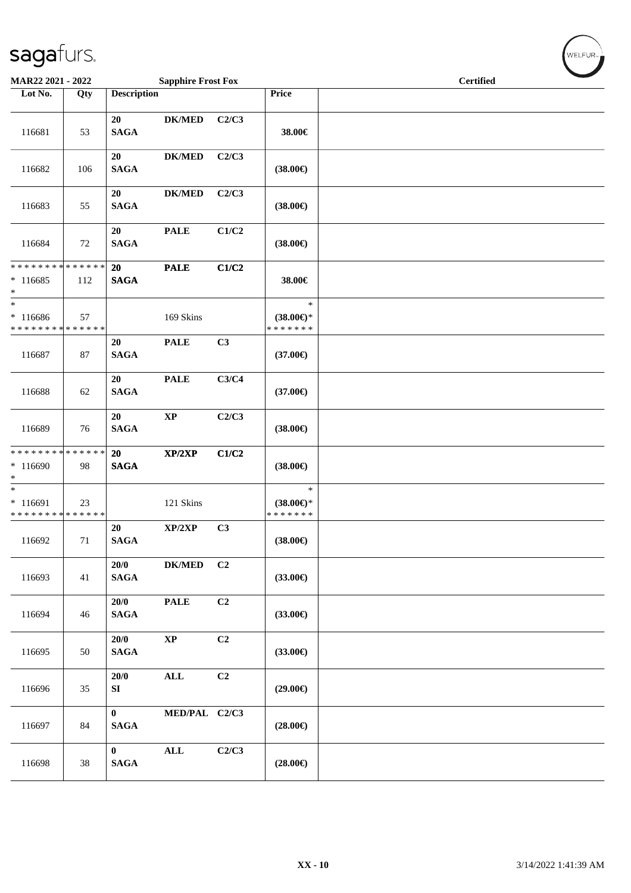sagafurs.

MAR22 2021 - 2022 — Sapphire Frost Fox — Certified

| Lot No. | Qty | Description | | | Price | |
|---|---|---|---|---|---|---|
| 116681 | 53 | 20 SAGA | DK/MED | C2/C3 | 38.00€ | |
| 116682 | 106 | 20 SAGA | DK/MED | C2/C3 | (38.00€) | |
| 116683 | 55 | 20 SAGA | DK/MED | C2/C3 | (38.00€) | |
| 116684 | 72 | 20 SAGA | PALE | C1/C2 | (38.00€) | |
| * * * * * * * * * * * * * * <br>* 116685<br>* | 112 | 20 SAGA | PALE | C1/C2 | 38.00€ | |
| * <br>* 116686<br>* * * * * * * * * * * * * * | 57 | | 169 Skins | | * <br>(38.00€)*<br>* * * * * * * | |
| 116687 | 87 | 20 SAGA | PALE | C3 | (37.00€) | |
| 116688 | 62 | 20 SAGA | PALE | C3/C4 | (37.00€) | |
| 116689 | 76 | 20 SAGA | XP | C2/C3 | (38.00€) | |
| * * * * * * * * * * * * * * <br>* 116690<br>* | 98 | 20 SAGA | XP/2XP | C1/C2 | (38.00€) | |
| * <br>* 116691<br>* * * * * * * * * * * * * * | 23 | | 121 Skins | | * <br>(38.00€)*<br>* * * * * * * | |
| 116692 | 71 | 20 SAGA | XP/2XP | C3 | (38.00€) | |
| 116693 | 41 | 20/0 SAGA | DK/MED | C2 | (33.00€) | |
| 116694 | 46 | 20/0 SAGA | PALE | C2 | (33.00€) | |
| 116695 | 50 | 20/0 SAGA | XP | C2 | (33.00€) | |
| 116696 | 35 | 20/0 SI | ALL | C2 | (29.00€) | |
| 116697 | 84 | 0 SAGA | MED/PAL | C2/C3 | (28.00€) | |
| 116698 | 38 | 0 SAGA | ALL | C2/C3 | (28.00€) | |

XX - 10 — 3/14/2022 1:41:39 AM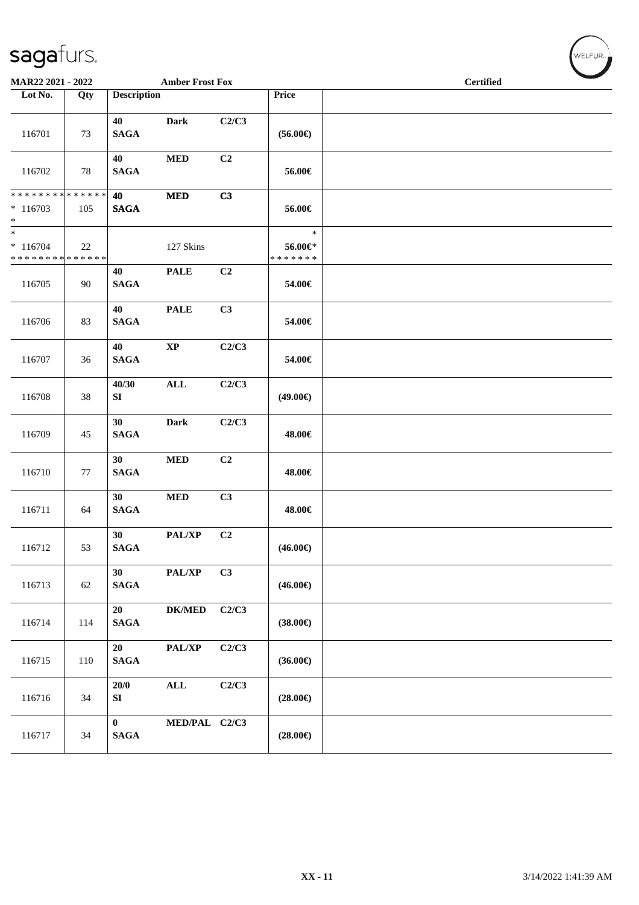MAR22 2021 - 2022 | Amber Frost Fox | Certified

| Lot No. | Qty | Description | | | Price | |
|---|---|---|---|---|---|---|
| 116701 | 73 | 40 SAGA | Dark | C2/C3 | (56.00€) | |
| 116702 | 78 | 40 SAGA | MED | C2 | 56.00€ | |
| * * * * * * * * * * * * * * * 116703 * | 105 | 40 SAGA | MED | C3 | 56.00€ | |
| * * 116704 * * * * * * * * * * * * * * | 22 | | 127 Skins | | * 56.00€* * * * * * * * | |
| 116705 | 90 | 40 SAGA | PALE | C2 | 54.00€ | |
| 116706 | 83 | 40 SAGA | PALE | C3 | 54.00€ | |
| 116707 | 36 | 40 SAGA | XP | C2/C3 | 54.00€ | |
| 116708 | 38 | 40/30 SI | ALL | C2/C3 | (49.00€) | |
| 116709 | 45 | 30 SAGA | Dark | C2/C3 | 48.00€ | |
| 116710 | 77 | 30 SAGA | MED | C2 | 48.00€ | |
| 116711 | 64 | 30 SAGA | MED | C3 | 48.00€ | |
| 116712 | 53 | 30 SAGA | PAL/XP | C2 | (46.00€) | |
| 116713 | 62 | 30 SAGA | PAL/XP | C3 | (46.00€) | |
| 116714 | 114 | 20 SAGA | DK/MED | C2/C3 | (38.00€) | |
| 116715 | 110 | 20 SAGA | PAL/XP | C2/C3 | (36.00€) | |
| 116716 | 34 | 20/0 SI | ALL | C2/C3 | (28.00€) | |
| 116717 | 34 | 0 SAGA | MED/PAL | C2/C3 | (28.00€) | |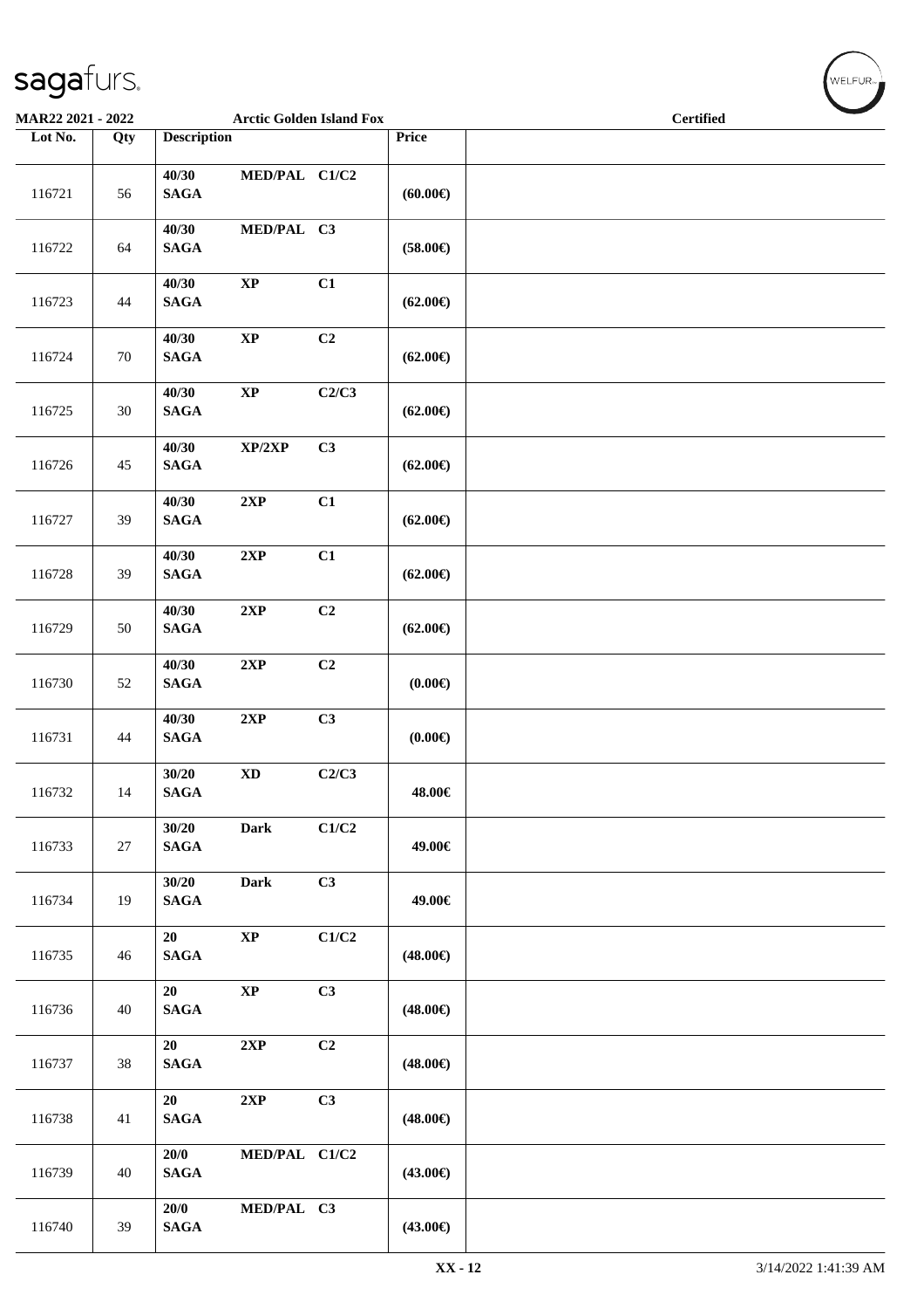**MAR22 2021 - 2022** | **Arctic Golden Island Fox** | **Certified**

| Lot No. | Qty | Description | | | Price | |
|---|---|---|---|---|---|---|
| 116721 | 56 | 40/30 SAGA | MED/PAL | C1/C2 | (60.00€) | |
| 116722 | 64 | 40/30 SAGA | MED/PAL | C3 | (58.00€) | |
| 116723 | 44 | 40/30 SAGA | XP | C1 | (62.00€) | |
| 116724 | 70 | 40/30 SAGA | XP | C2 | (62.00€) | |
| 116725 | 30 | 40/30 SAGA | XP | C2/C3 | (62.00€) | |
| 116726 | 45 | 40/30 SAGA | XP/2XP | C3 | (62.00€) | |
| 116727 | 39 | 40/30 SAGA | 2XP | C1 | (62.00€) | |
| 116728 | 39 | 40/30 SAGA | 2XP | C1 | (62.00€) | |
| 116729 | 50 | 40/30 SAGA | 2XP | C2 | (62.00€) | |
| 116730 | 52 | 40/30 SAGA | 2XP | C2 | (0.00€) | |
| 116731 | 44 | 40/30 SAGA | 2XP | C3 | (0.00€) | |
| 116732 | 14 | 30/20 SAGA | XD | C2/C3 | 48.00€ | |
| 116733 | 27 | 30/20 SAGA | Dark | C1/C2 | 49.00€ | |
| 116734 | 19 | 30/20 SAGA | Dark | C3 | 49.00€ | |
| 116735 | 46 | 20 SAGA | XP | C1/C2 | (48.00€) | |
| 116736 | 40 | 20 SAGA | XP | C3 | (48.00€) | |
| 116737 | 38 | 20 SAGA | 2XP | C2 | (48.00€) | |
| 116738 | 41 | 20 SAGA | 2XP | C3 | (48.00€) | |
| 116739 | 40 | 20/0 SAGA | MED/PAL | C1/C2 | (43.00€) | |
| 116740 | 39 | 20/0 SAGA | MED/PAL | C3 | (43.00€) | |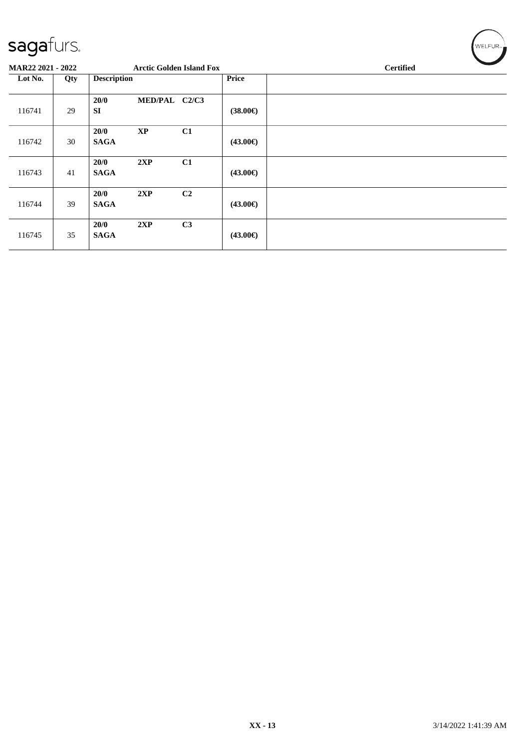MAR22 2021 - 2022 — Arctic Golden Island Fox — Certified

| Lot No. | Qty | Description | | | Price | |
|---|---|---|---|---|---|---|
| 116741 | 29 | 20/0 SI | MED/PAL | C2/C3 | (38.00€) | |
| 116742 | 30 | 20/0 SAGA | XP | C1 | (43.00€) | |
| 116743 | 41 | 20/0 SAGA | 2XP | C1 | (43.00€) | |
| 116744 | 39 | 20/0 SAGA | 2XP | C2 | (43.00€) | |
| 116745 | 35 | 20/0 SAGA | 2XP | C3 | (43.00€) | |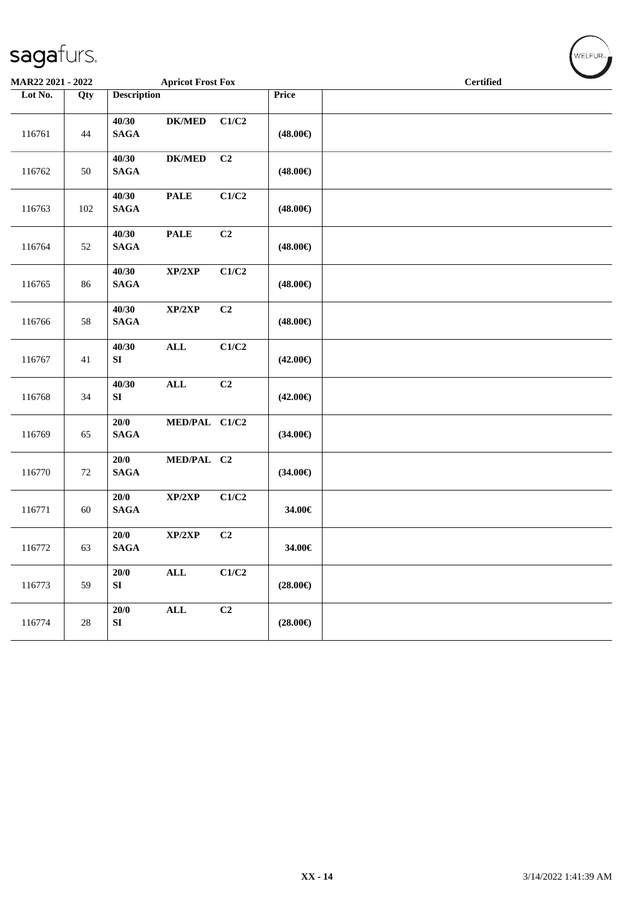MAR22 2021 - 2022 | Apricot Frost Fox | Certified

| Lot No. | Qty | Description | | | Price | |
|---|---|---|---|---|---|---|
| 116761 | 44 | 40/30 SAGA | DK/MED | C1/C2 | (48.00€) | |
| 116762 | 50 | 40/30 SAGA | DK/MED | C2 | (48.00€) | |
| 116763 | 102 | 40/30 SAGA | PALE | C1/C2 | (48.00€) | |
| 116764 | 52 | 40/30 SAGA | PALE | C2 | (48.00€) | |
| 116765 | 86 | 40/30 SAGA | XP/2XP | C1/C2 | (48.00€) | |
| 116766 | 58 | 40/30 SAGA | XP/2XP | C2 | (48.00€) | |
| 116767 | 41 | 40/30 SI | ALL | C1/C2 | (42.00€) | |
| 116768 | 34 | 40/30 SI | ALL | C2 | (42.00€) | |
| 116769 | 65 | 20/0 SAGA | MED/PAL | C1/C2 | (34.00€) | |
| 116770 | 72 | 20/0 SAGA | MED/PAL | C2 | (34.00€) | |
| 116771 | 60 | 20/0 SAGA | XP/2XP | C1/C2 | 34.00€ | |
| 116772 | 63 | 20/0 SAGA | XP/2XP | C2 | 34.00€ | |
| 116773 | 59 | 20/0 SI | ALL | C1/C2 | (28.00€) | |
| 116774 | 28 | 20/0 SI | ALL | C2 | (28.00€) | |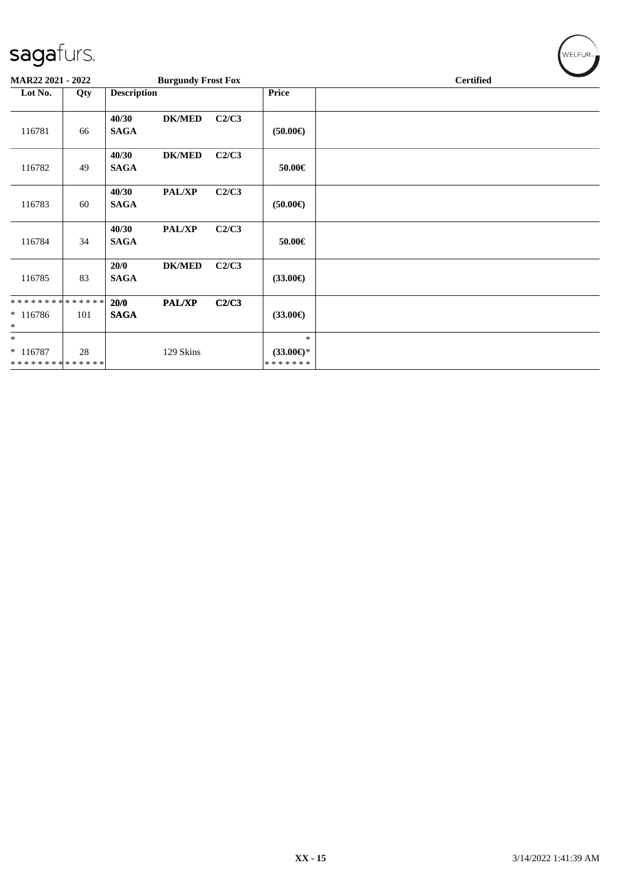sagafurs.

**MAR22 2021 - 2022** **Burgundy Frost Fox** **Certified**

| Lot No. | Qty | Description | | | Price | |
|---|---|---|---|---|---|---|
| 116781 | 66 | **40/30 SAGA** | **DK/MED** | **C2/C3** | **(50.00€)** | |
| 116782 | 49 | **40/30 SAGA** | **DK/MED** | **C2/C3** | **50.00€** | |
| 116783 | 60 | **40/30 SAGA** | **PAL/XP** | **C2/C3** | **(50.00€)** | |
| 116784 | 34 | **40/30 SAGA** | **PAL/XP** | **C2/C3** | **50.00€** | |
| 116785 | 83 | **20/0 SAGA** | **DK/MED** | **C2/C3** | **(33.00€)** | |
| ************** * 116786 * | 101 | **20/0 SAGA** | **PAL/XP** | **C2/C3** | **(33.00€)** | |
| * * 116787 ************** | 28 | | 129 Skins | | * **(33.00€)*** ******* | |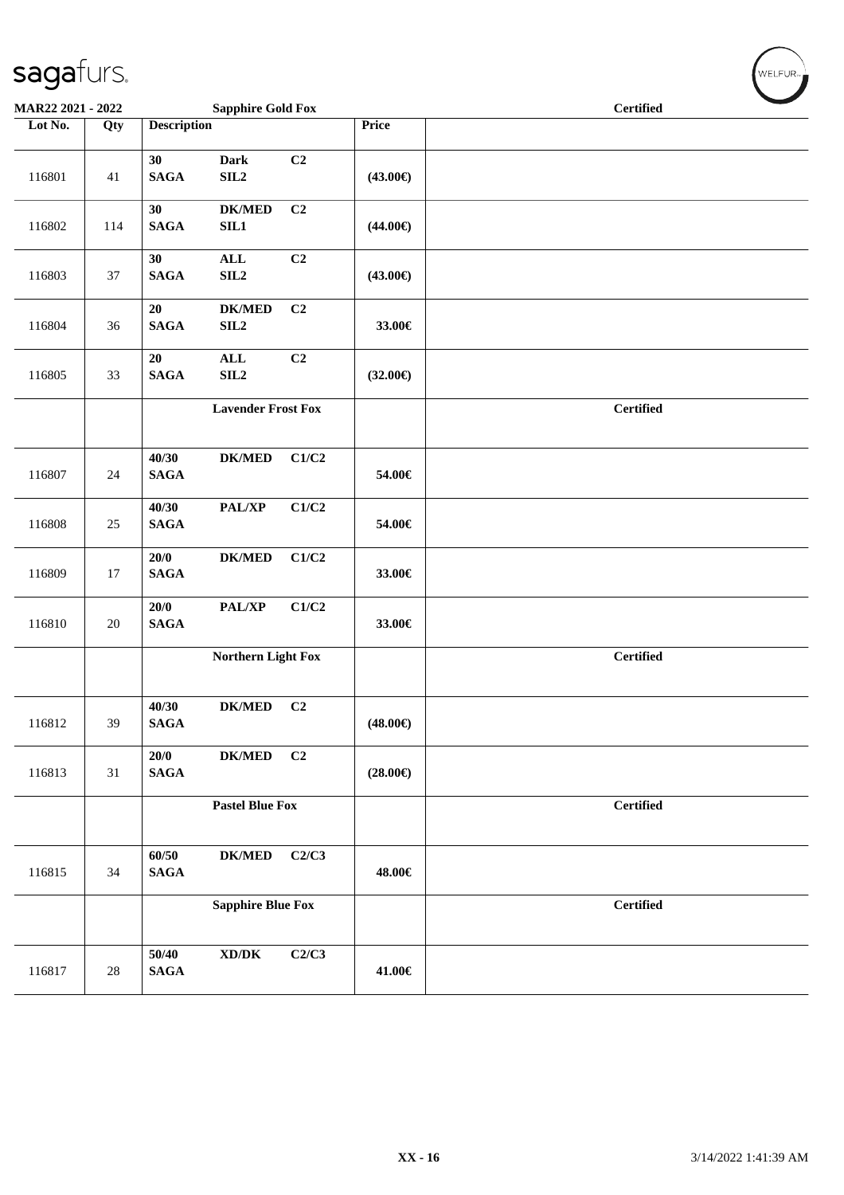**MAR22 2021 - 2022** — **Sapphire Gold Fox** — **Certified**

| Lot No. | Qty | Description | | | Price | |
|---|---|---|---|---|---|---|
| 116801 | 41 | 30 SAGA | Dark SIL2 | C2 | (43.00€) | |
| 116802 | 114 | 30 SAGA | DK/MED SIL1 | C2 | (44.00€) | |
| 116803 | 37 | 30 SAGA | ALL SIL2 | C2 | (43.00€) | |
| 116804 | 36 | 20 SAGA | DK/MED SIL2 | C2 | 33.00€ | |
| 116805 | 33 | 20 SAGA | ALL SIL2 | C2 | (32.00€) | |
| | | | **Lavender Frost Fox** | | | **Certified** |
| 116807 | 24 | 40/30 SAGA | DK/MED | C1/C2 | 54.00€ | |
| 116808 | 25 | 40/30 SAGA | PAL/XP | C1/C2 | 54.00€ | |
| 116809 | 17 | 20/0 SAGA | DK/MED | C1/C2 | 33.00€ | |
| 116810 | 20 | 20/0 SAGA | PAL/XP | C1/C2 | 33.00€ | |
| | | | **Northern Light Fox** | | | **Certified** |
| 116812 | 39 | 40/30 SAGA | DK/MED | C2 | (48.00€) | |
| 116813 | 31 | 20/0 SAGA | DK/MED | C2 | (28.00€) | |
| | | | **Pastel Blue Fox** | | | **Certified** |
| 116815 | 34 | 60/50 SAGA | DK/MED | C2/C3 | 48.00€ | |
| | | | **Sapphire Blue Fox** | | | **Certified** |
| 116817 | 28 | 50/40 SAGA | XD/DK | C2/C3 | 41.00€ | |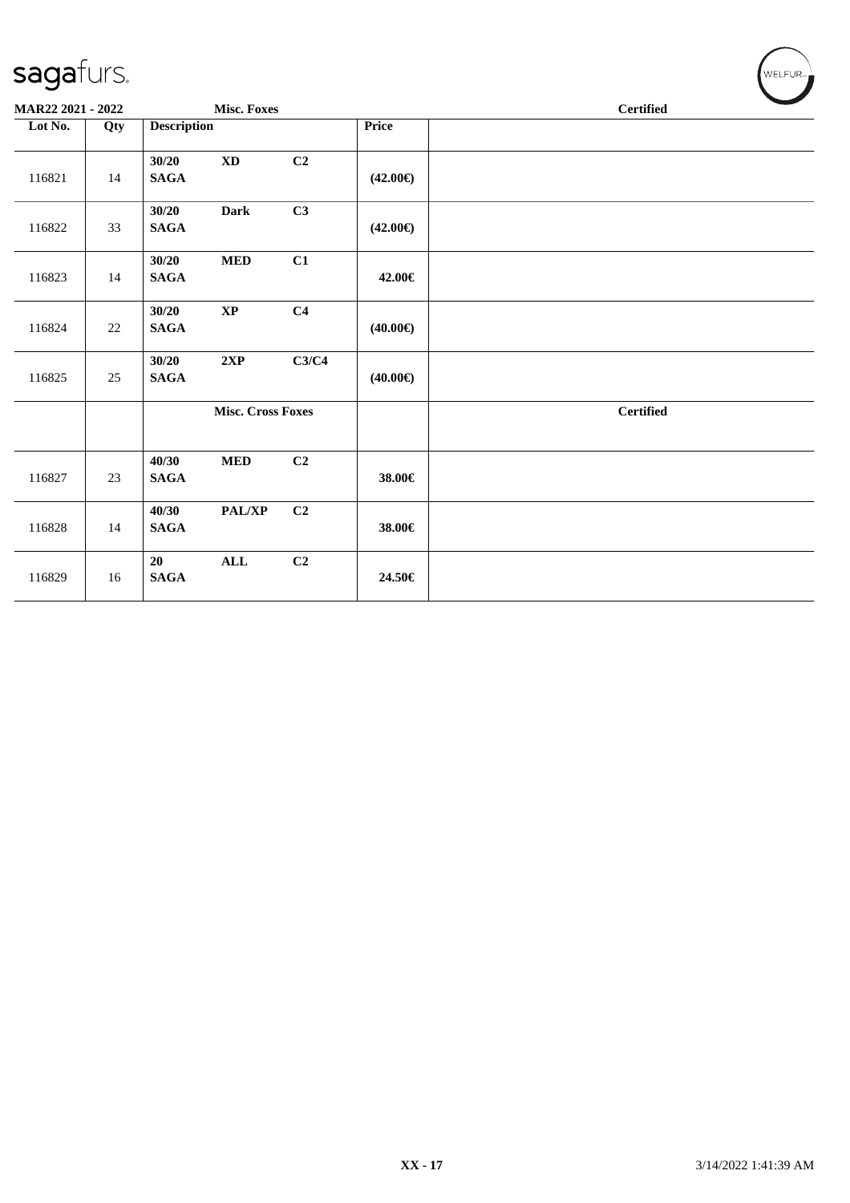| Lot No. | Qty | Description | | | Price | Certified |
|---|---|---|---|---|---|---|
| | | **Misc. Foxes** | | | | **Certified** |
| 116821 | 14 | **30/20 SAGA** | **XD** | **C2** | **(42.00€)** | |
| 116822 | 33 | **30/20 SAGA** | **Dark** | **C3** | **(42.00€)** | |
| 116823 | 14 | **30/20 SAGA** | **MED** | **C1** | **42.00€** | |
| 116824 | 22 | **30/20 SAGA** | **XP** | **C4** | **(40.00€)** | |
| 116825 | 25 | **30/20 SAGA** | **2XP** | **C3/C4** | **(40.00€)** | |
| | | **Misc. Cross Foxes** | | | | **Certified** |
| 116827 | 23 | **40/30 SAGA** | **MED** | **C2** | **38.00€** | |
| 116828 | 14 | **40/30 SAGA** | **PAL/XP** | **C2** | **38.00€** | |
| 116829 | 16 | **20 SAGA** | **ALL** | **C2** | **24.50€** | |